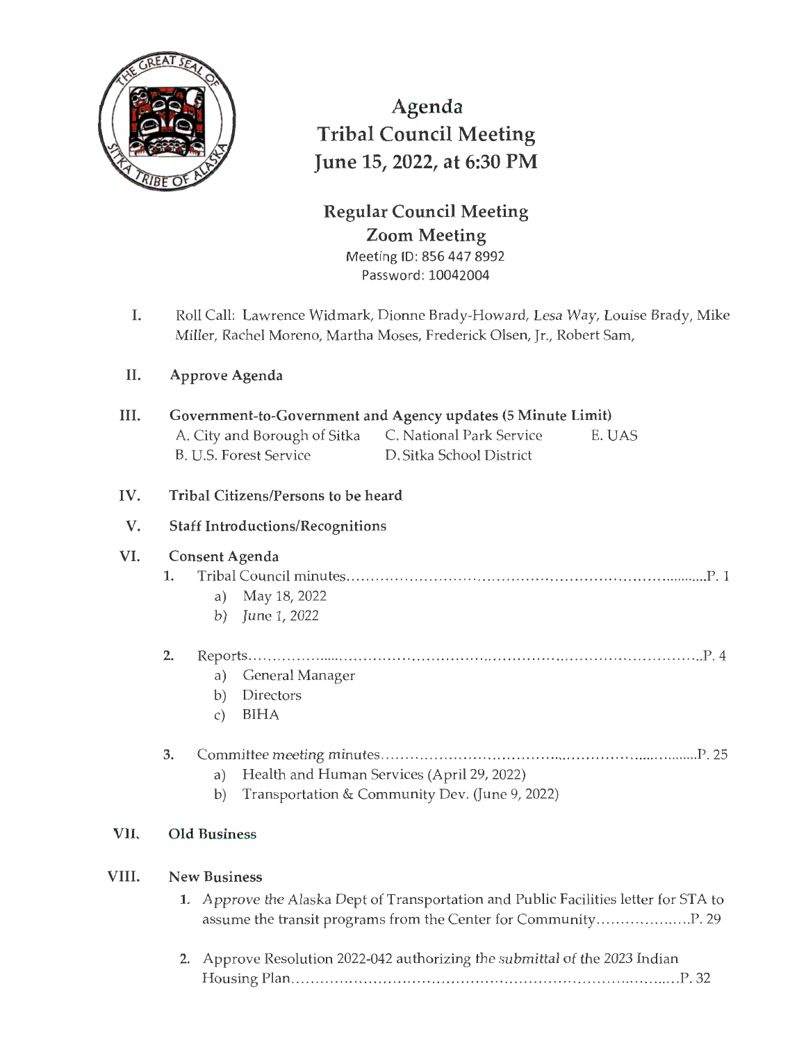# Agenda
# Tribal Council Meeting
# June 15, 2022, at 6:30 PM

## Regular Council Meeting
## Zoom Meeting

Meeting ID: 856 447 8992
Password: 10042004

I. Roll Call: Lawrence Widmark, Dionne Brady-Howard, Lesa Way, Louise Brady, Mike Miller, Rachel Moreno, Martha Moses, Frederick Olsen, Jr., Robert Sam,

II. **Approve Agenda**

III. **Government-to-Government and Agency updates (5 Minute Limit)**

A. City and Borough of Sitka
B. U.S. Forest Service
C. National Park Service
D. Sitka School District
E. UAS

IV. **Tribal Citizens/Persons to be heard**

V. **Staff Introductions/Recognitions**

VI. **Consent Agenda**

1. Tribal Council minutes..........P. 1
   a) May 18, 2022
   b) June 1, 2022

2. Reports..........P. 4
   a) General Manager
   b) Directors
   c) BIHA

3. Committee meeting minutes..........P. 25
   a) Health and Human Services (April 29, 2022)
   b) Transportation & Community Dev. (June 9, 2022)

VII. **Old Business**

VIII. **New Business**

1. Approve the Alaska Dept of Transportation and Public Facilities letter for STA to assume the transit programs from the Center for Community..........P. 29

2. Approve Resolution 2022-042 authorizing the submittal of the 2023 Indian Housing Plan..........P. 32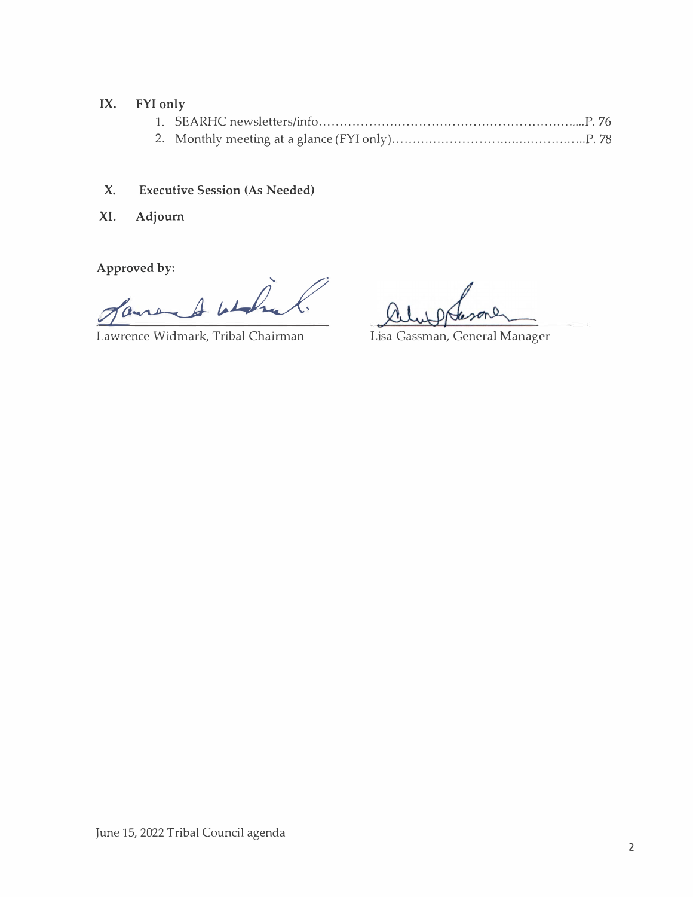## IX. FYI only

1. SEARHC newsletters/info……………………………………………………….....P. 76
2. Monthly meeting at a glance (FYI only)…………………………………………...P. 78

## X. Executive Session (As Needed)

## XI. Adjourn

**Approved by:**

Lawrence Widmark, Tribal Chairman

Lisa Gassman, General Manager

June 15, 2022 Tribal Council agenda